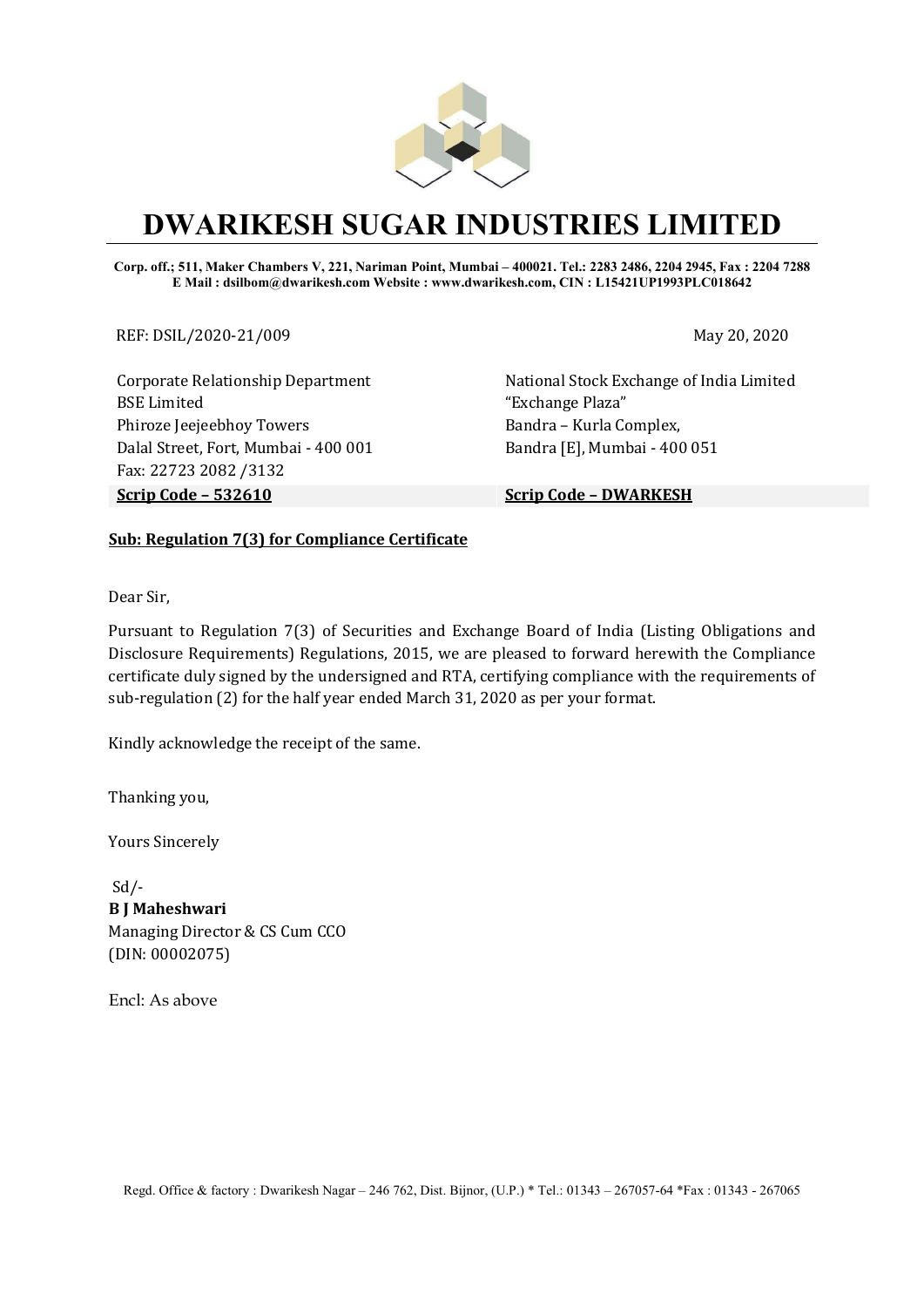# DWARIKESH SUGAR INDUSTRIES LIMITED

**Corp. off.; 511, Maker Chambers V, 221, Nariman Point, Mumbai – 400021. Tel.: 2283 2486, 2204 2945, Fax : 2204 7288**
**E Mail : dsilbom@dwarikesh.com Website : www.dwarikesh.com, CIN : L15421UP1993PLC018642**

REF: DSIL/2020-21/009

May 20, 2020

Corporate Relationship Department
BSE Limited
Phiroze Jeejeebhoy Towers
Dalal Street, Fort, Mumbai - 400 001
Fax: 22723 2082 /3132
**Scrip Code – 532610**

National Stock Exchange of India Limited
"Exchange Plaza"
Bandra – Kurla Complex,
Bandra [E], Mumbai - 400 051
**Scrip Code – DWARKESH**

**Sub: Regulation 7(3) for Compliance Certificate**

Dear Sir,

Pursuant to Regulation 7(3) of Securities and Exchange Board of India (Listing Obligations and Disclosure Requirements) Regulations, 2015, we are pleased to forward herewith the Compliance certificate duly signed by the undersigned and RTA, certifying compliance with the requirements of sub-regulation (2) for the half year ended March 31, 2020 as per your format.

Kindly acknowledge the receipt of the same.

Thanking you,

Yours Sincerely

Sd/-
**B J Maheshwari**
Managing Director & CS Cum CCO
(DIN: 00002075)

Encl: As above

Regd. Office & factory : Dwarikesh Nagar – 246 762, Dist. Bijnor, (U.P.) * Tel.: 01343 – 267057-64 *Fax : 01343 - 267065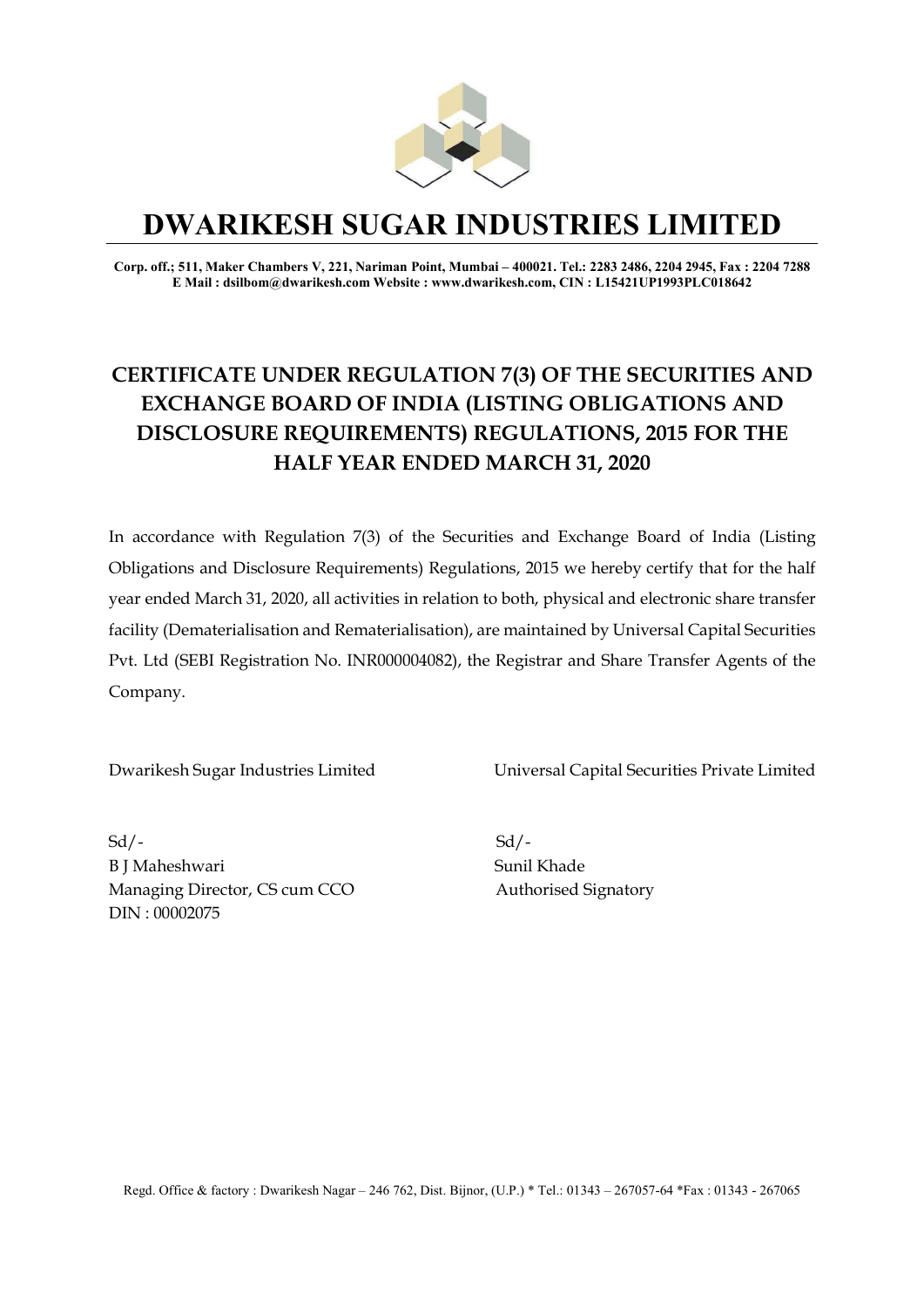# DWARIKESH SUGAR INDUSTRIES LIMITED

**Corp. off.; 511, Maker Chambers V, 221, Nariman Point, Mumbai – 400021. Tel.: 2283 2486, 2204 2945, Fax : 2204 7288**
**E Mail : dsilbom@dwarikesh.com Website : www.dwarikesh.com, CIN : L15421UP1993PLC018642**

## CERTIFICATE UNDER REGULATION 7(3) OF THE SECURITIES AND EXCHANGE BOARD OF INDIA (LISTING OBLIGATIONS AND DISCLOSURE REQUIREMENTS) REGULATIONS, 2015 FOR THE HALF YEAR ENDED MARCH 31, 2020

In accordance with Regulation 7(3) of the Securities and Exchange Board of India (Listing Obligations and Disclosure Requirements) Regulations, 2015 we hereby certify that for the half year ended March 31, 2020, all activities in relation to both, physical and electronic share transfer facility (Dematerialisation and Rematerialisation), are maintained by Universal Capital Securities Pvt. Ltd (SEBI Registration No. INR000004082), the Registrar and Share Transfer Agents of the Company.

Dwarikesh Sugar Industries Limited

Sd/-
B J Maheshwari
Managing Director, CS cum CCO
DIN : 00002075

Universal Capital Securities Private Limited

Sd/-
Sunil Khade
Authorised Signatory

Regd. Office & factory : Dwarikesh Nagar – 246 762, Dist. Bijnor, (U.P.) * Tel.: 01343 – 267057-64 *Fax : 01343 - 267065